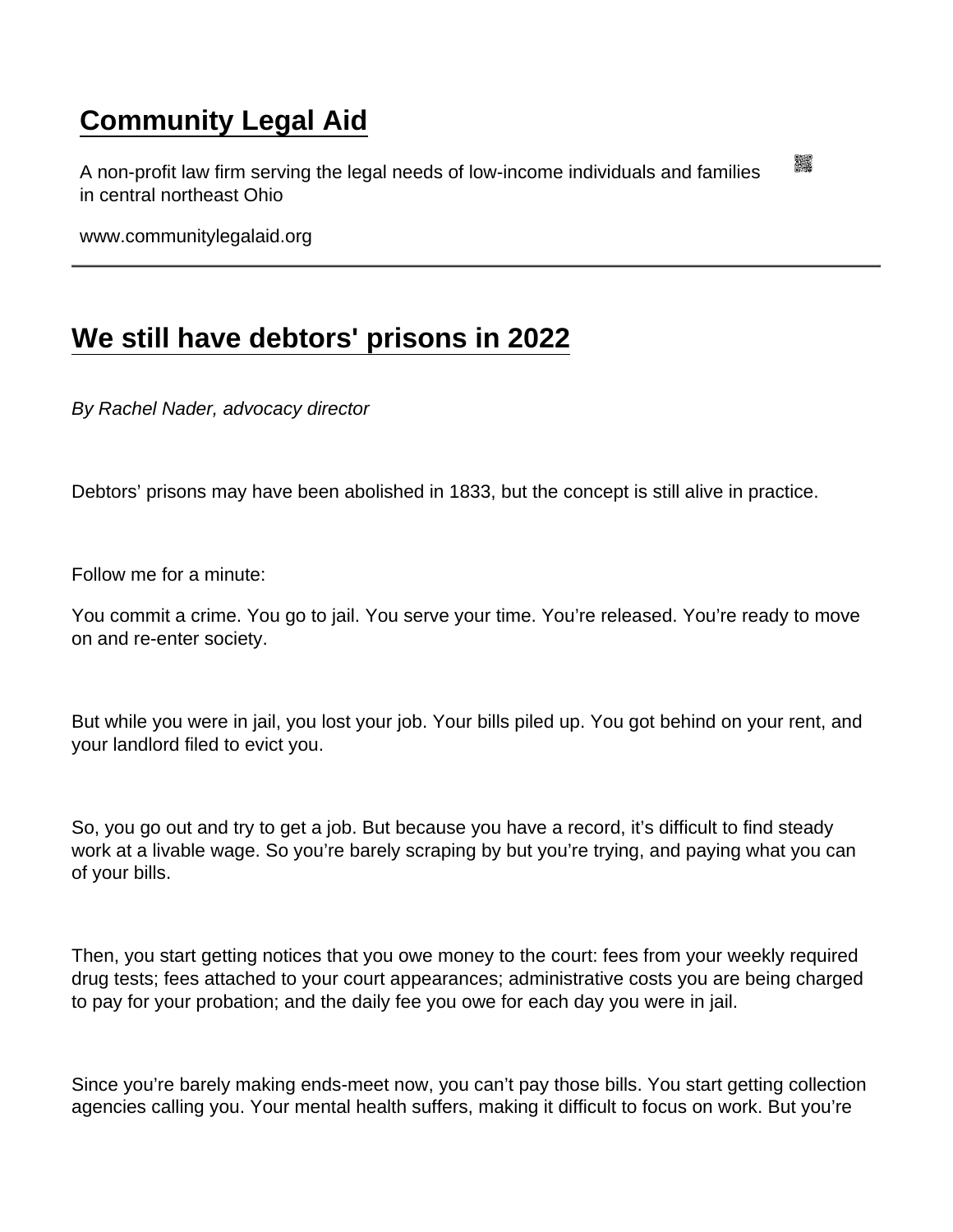# Community Legal Aid

A non-profit law firm serving the legal needs of low-income individuals and families in central northeast Ohio

www.communitylegalaid.org

## We still have debtors' prisons in 2022

*By Rachel Nader, advocacy director*

Debtors' prisons may have been abolished in 1833, but the concept is still alive in practice.

Follow me for a minute:

You commit a crime. You go to jail. You serve your time. You're released. You're ready to move on and re-enter society.

But while you were in jail, you lost your job. Your bills piled up. You got behind on your rent, and your landlord filed to evict you.

So, you go out and try to get a job. But because you have a record, it's difficult to find steady work at a livable wage. So you're barely scraping by but you're trying, and paying what you can of your bills.

Then, you start getting notices that you owe money to the court: fees from your weekly required drug tests; fees attached to your court appearances; administrative costs you are being charged to pay for your probation; and the daily fee you owe for each day you were in jail.

Since you're barely making ends-meet now, you can't pay those bills. You start getting collection agencies calling you. Your mental health suffers, making it difficult to focus on work. But you're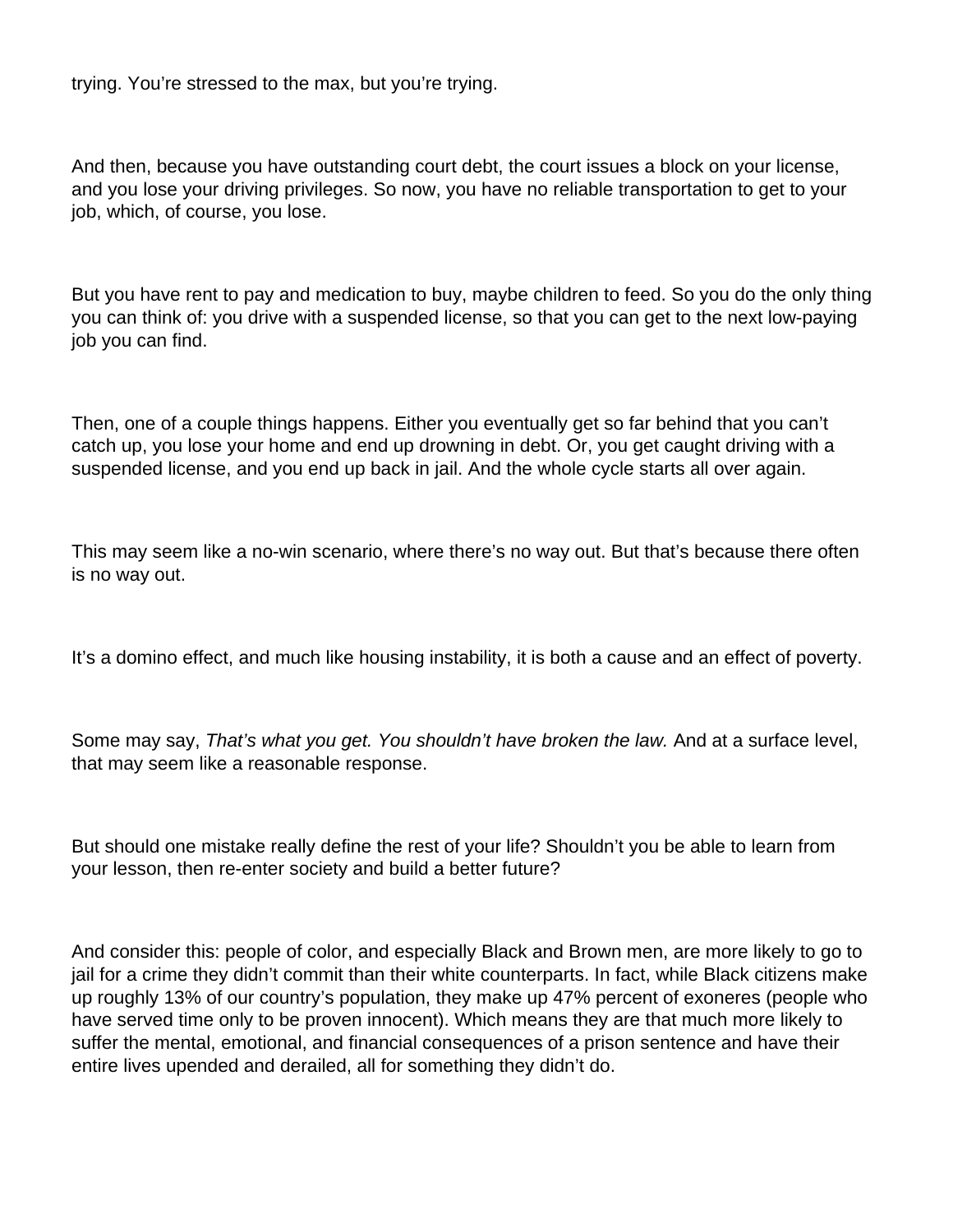trying. You’re stressed to the max, but you’re trying.

And then, because you have outstanding court debt, the court issues a block on your license, and you lose your driving privileges. So now, you have no reliable transportation to get to your job, which, of course, you lose.

But you have rent to pay and medication to buy, maybe children to feed. So you do the only thing you can think of: you drive with a suspended license, so that you can get to the next low-paying job you can find.

Then, one of a couple things happens. Either you eventually get so far behind that you can’t catch up, you lose your home and end up drowning in debt. Or, you get caught driving with a suspended license, and you end up back in jail. And the whole cycle starts all over again.

This may seem like a no-win scenario, where there’s no way out. But that’s because there often is no way out.

It’s a domino effect, and much like housing instability, it is both a cause and an effect of poverty.

Some may say, *That’s what you get. You shouldn’t have broken the law.* And at a surface level, that may seem like a reasonable response.

But should one mistake really define the rest of your life? Shouldn’t you be able to learn from your lesson, then re-enter society and build a better future?

And consider this: people of color, and especially Black and Brown men, are more likely to go to jail for a crime they didn’t commit than their white counterparts. In fact, while Black citizens make up roughly 13% of our country’s population, they make up 47% percent of exoneres (people who have served time only to be proven innocent). Which means they are that much more likely to suffer the mental, emotional, and financial consequences of a prison sentence and have their entire lives upended and derailed, all for something they didn’t do.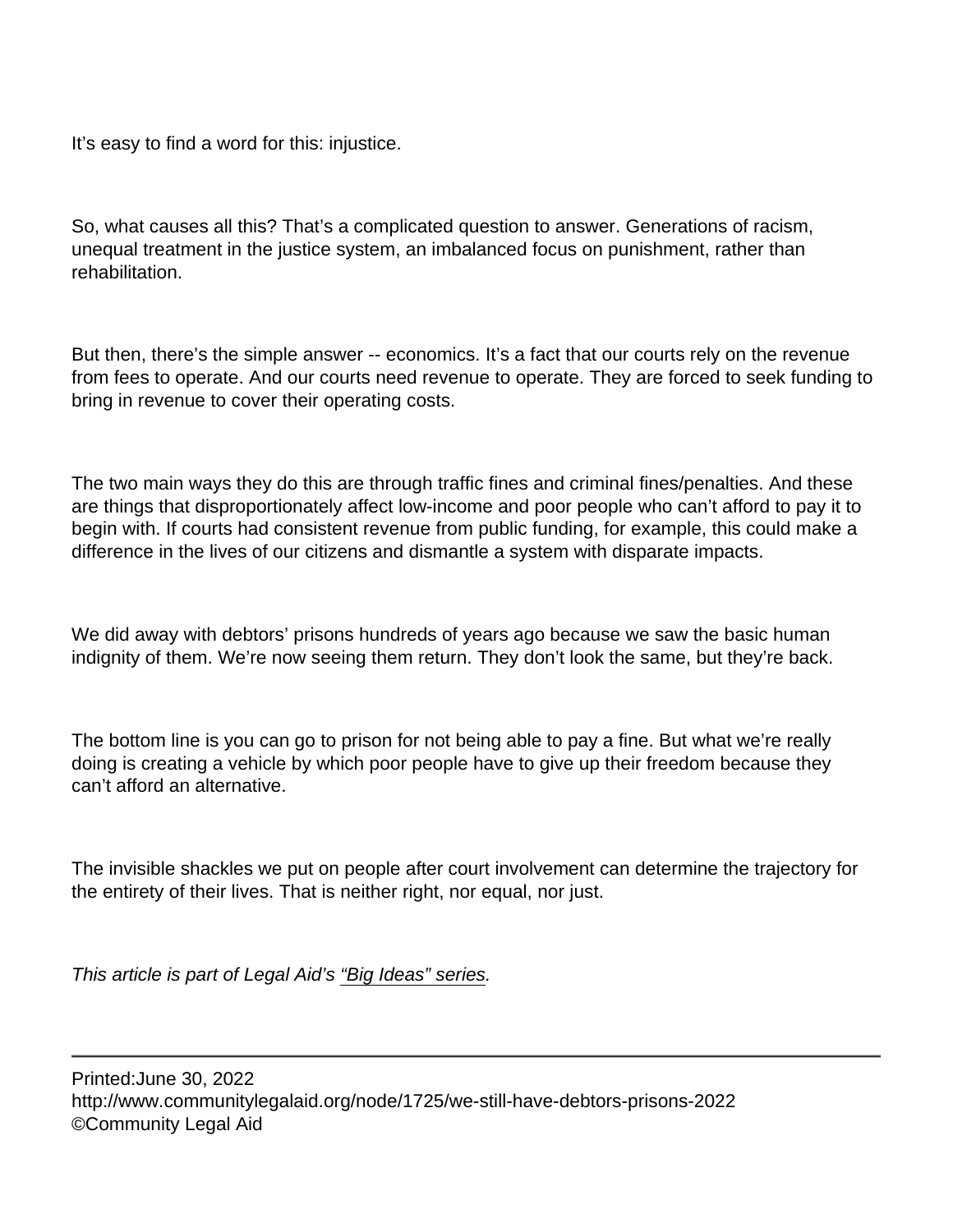It's easy to find a word for this: injustice.

So, what causes all this? That's a complicated question to answer. Generations of racism, unequal treatment in the justice system, an imbalanced focus on punishment, rather than rehabilitation.

But then, there's the simple answer -- economics. It's a fact that our courts rely on the revenue from fees to operate. And our courts need revenue to operate. They are forced to seek funding to bring in revenue to cover their operating costs.

The two main ways they do this are through traffic fines and criminal fines/penalties. And these are things that disproportionately affect low-income and poor people who can't afford to pay it to begin with. If courts had consistent revenue from public funding, for example, this could make a difference in the lives of our citizens and dismantle a system with disparate impacts.

We did away with debtors' prisons hundreds of years ago because we saw the basic human indignity of them. We're now seeing them return. They don't look the same, but they're back.

The bottom line is you can go to prison for not being able to pay a fine. But what we're really doing is creating a vehicle by which poor people have to give up their freedom because they can't afford an alternative.

The invisible shackles we put on people after court involvement can determine the trajectory for the entirety of their lives. That is neither right, nor equal, nor just.

*This article is part of Legal Aid's "Big Ideas" series.*

---

Printed:June 30, 2022
http://www.communitylegalaid.org/node/1725/we-still-have-debtors-prisons-2022
©Community Legal Aid